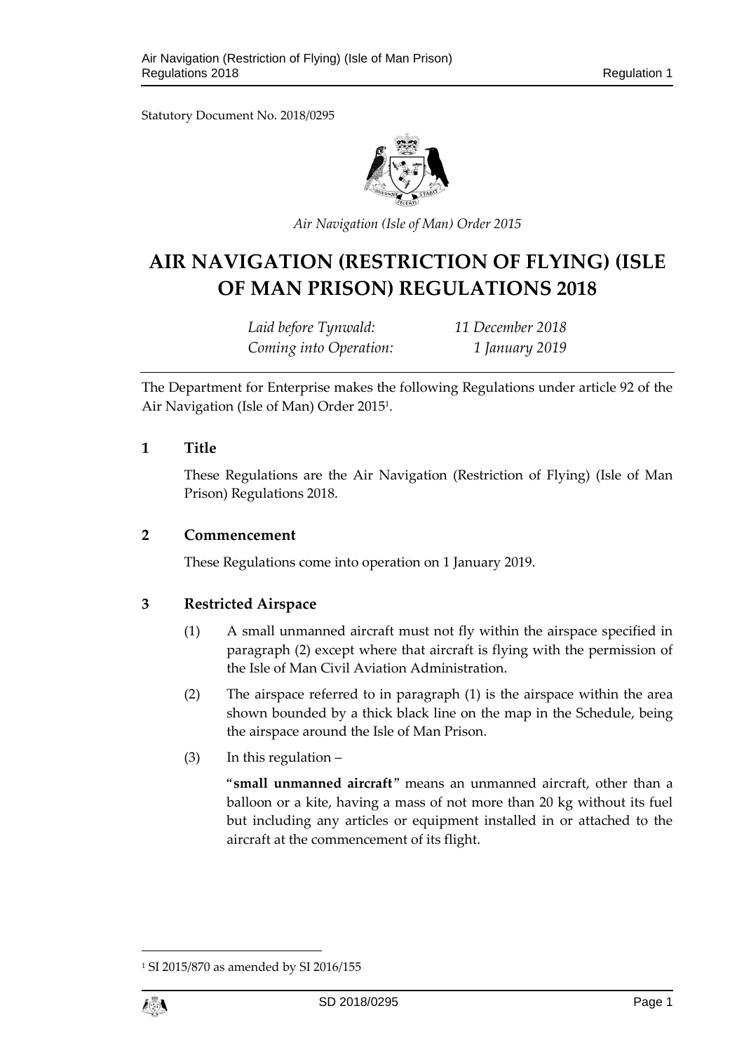Statutory Document No. 2018/0295

*Air Navigation (Isle of Man) Order 2015*

# AIR NAVIGATION (RESTRICTION OF FLYING) (ISLE OF MAN PRISON) REGULATIONS 2018

| | |
|---|---|
| *Laid before Tynwald:* | *11 December 2018* |
| *Coming into Operation:* | *1 January 2019* |

The Department for Enterprise makes the following Regulations under article 92 of the Air Navigation (Isle of Man) Order 2015[1].

## 1 Title

These Regulations are the Air Navigation (Restriction of Flying) (Isle of Man Prison) Regulations 2018.

## 2 Commencement

These Regulations come into operation on 1 January 2019.

## 3 Restricted Airspace

(1) A small unmanned aircraft must not fly within the airspace specified in paragraph (2) except where that aircraft is flying with the permission of the Isle of Man Civil Aviation Administration.

(2) The airspace referred to in paragraph (1) is the airspace within the area shown bounded by a thick black line on the map in the Schedule, being the airspace around the Isle of Man Prison.

(3) In this regulation –

"**small unmanned aircraft**" means an unmanned aircraft, other than a balloon or a kite, having a mass of not more than 20 kg without its fuel but including any articles or equipment installed in or attached to the aircraft at the commencement of its flight.

[1] SI 2015/870 as amended by SI 2016/155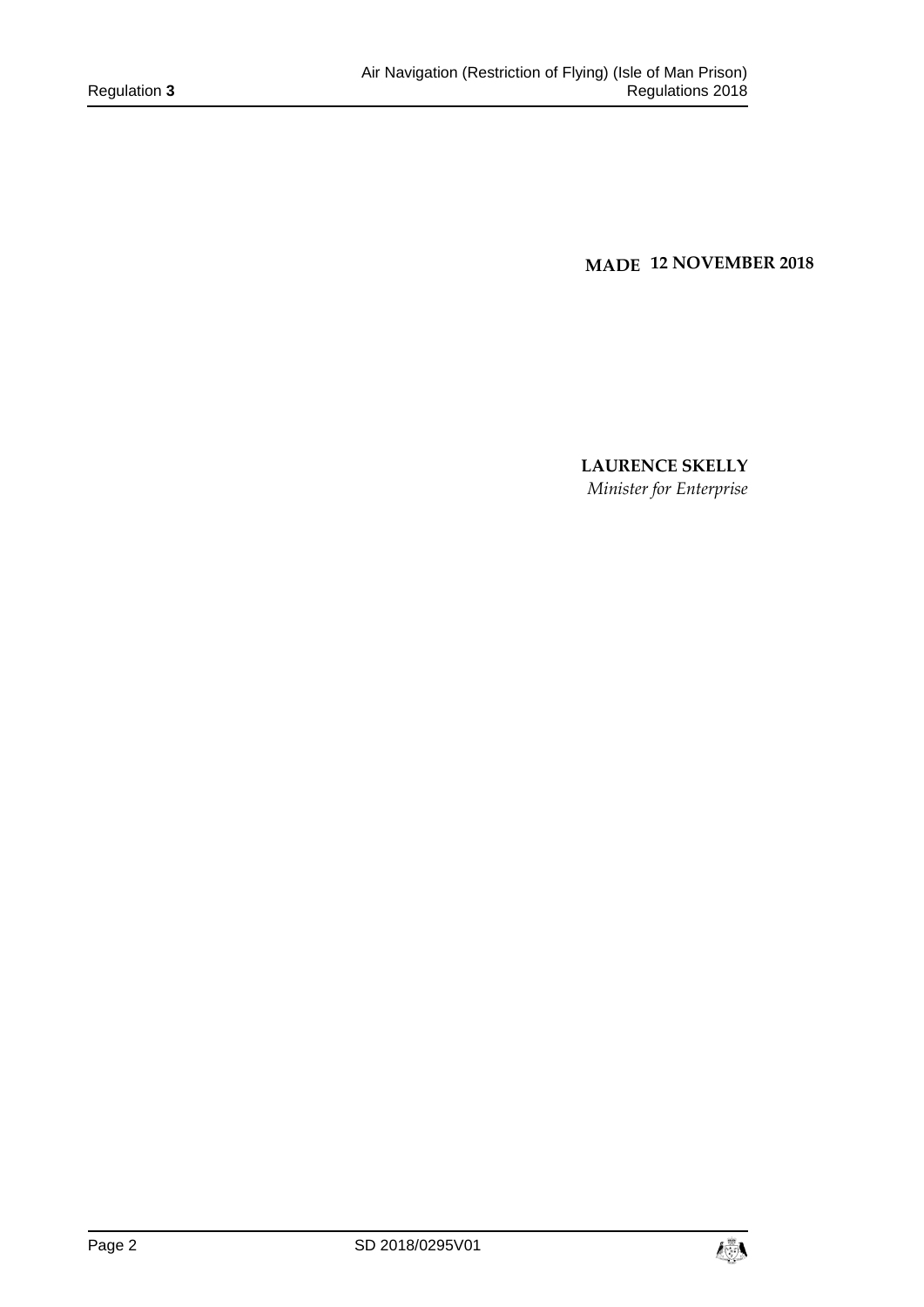**MADE 12 NOVEMBER 2018**

**LAURENCE SKELLY**

*Minister for Enterprise*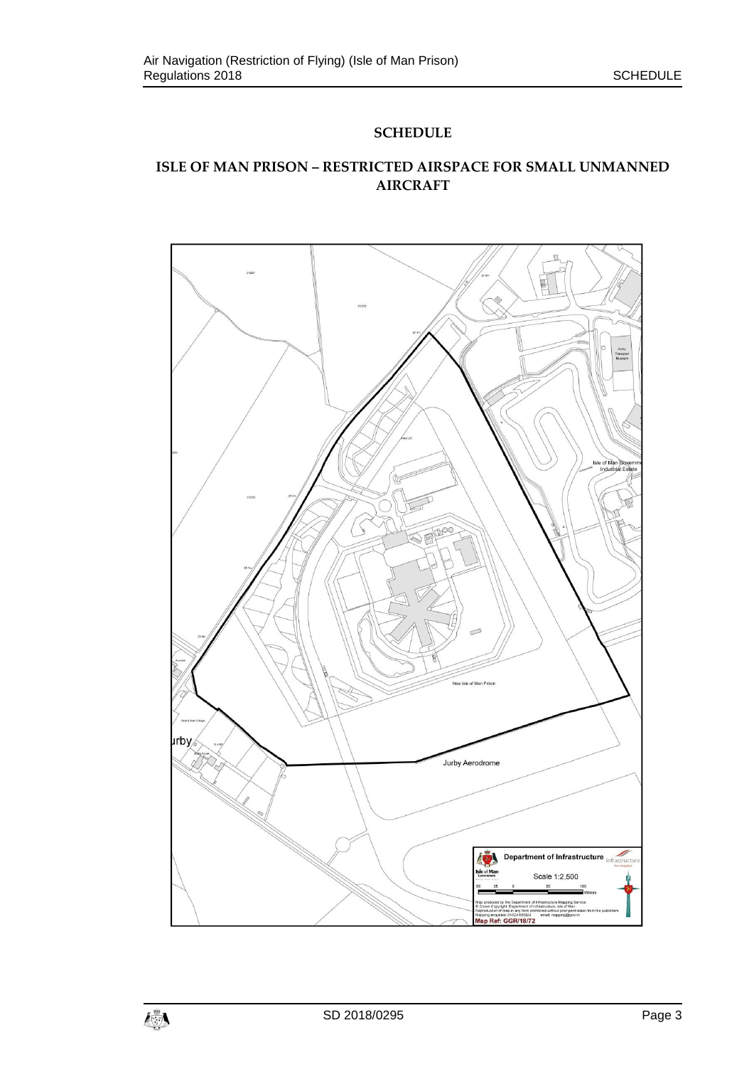# SCHEDULE

## ISLE OF MAN PRISON – RESTRICTED AIRSPACE FOR SMALL UNMANNED AIRCRAFT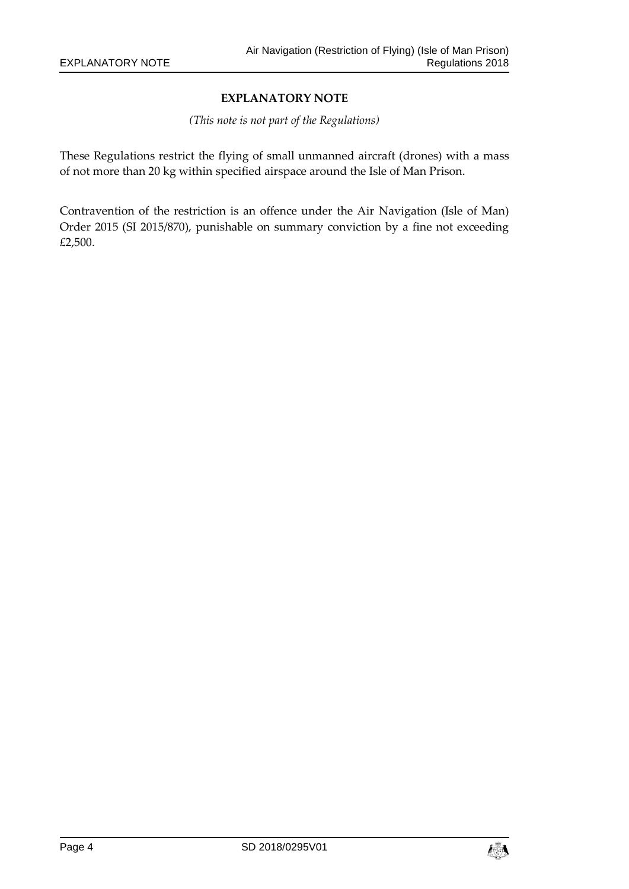## EXPLANATORY NOTE

*(This note is not part of the Regulations)*

These Regulations restrict the flying of small unmanned aircraft (drones) with a mass of not more than 20 kg within specified airspace around the Isle of Man Prison.

Contravention of the restriction is an offence under the Air Navigation (Isle of Man) Order 2015 (SI 2015/870), punishable on summary conviction by a fine not exceeding £2,500.